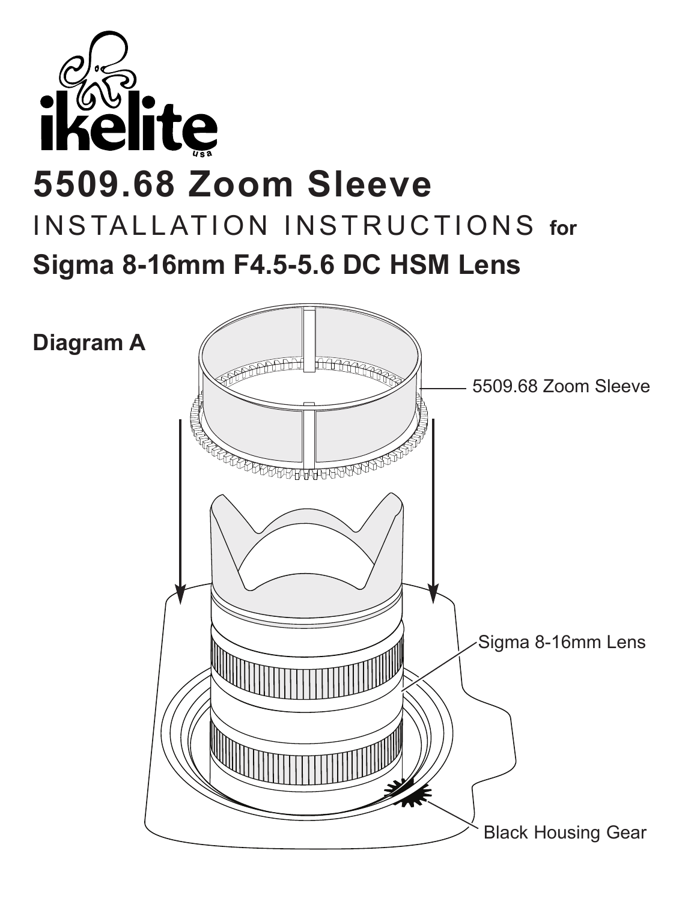ikelite
usa

# 5509.68 Zoom Sleeve

## INSTALLATION INSTRUCTIONS for

## Sigma 8-16mm F4.5-5.6 DC HSM Lens

**Diagram A**

5509.68 Zoom Sleeve

Sigma 8-16mm Lens

Black Housing Gear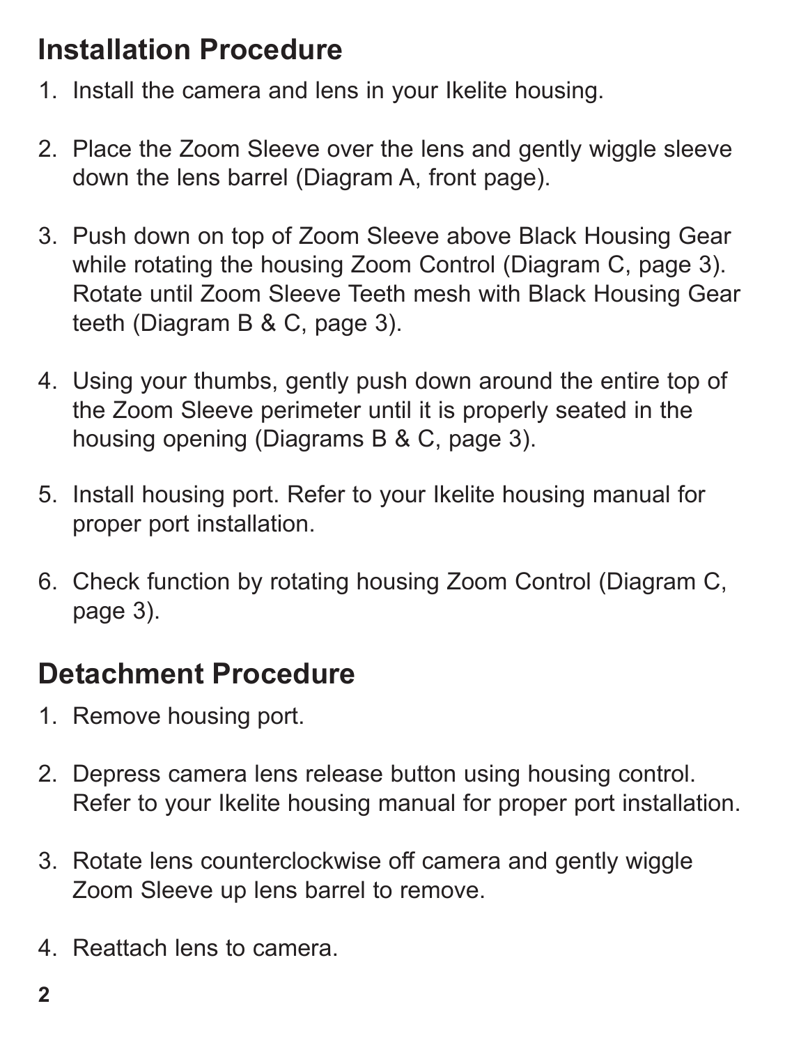## Installation Procedure

1. Install the camera and lens in your Ikelite housing.

2. Place the Zoom Sleeve over the lens and gently wiggle sleeve down the lens barrel (Diagram A, front page).

3. Push down on top of Zoom Sleeve above Black Housing Gear while rotating the housing Zoom Control (Diagram C, page 3). Rotate until Zoom Sleeve Teeth mesh with Black Housing Gear teeth (Diagram B & C, page 3).

4. Using your thumbs, gently push down around the entire top of the Zoom Sleeve perimeter until it is properly seated in the housing opening (Diagrams B & C, page 3).

5. Install housing port. Refer to your Ikelite housing manual for proper port installation.

6. Check function by rotating housing Zoom Control (Diagram C, page 3).

## Detachment Procedure

1. Remove housing port.

2. Depress camera lens release button using housing control. Refer to your Ikelite housing manual for proper port installation.

3. Rotate lens counterclockwise off camera and gently wiggle Zoom Sleeve up lens barrel to remove.

4. Reattach lens to camera.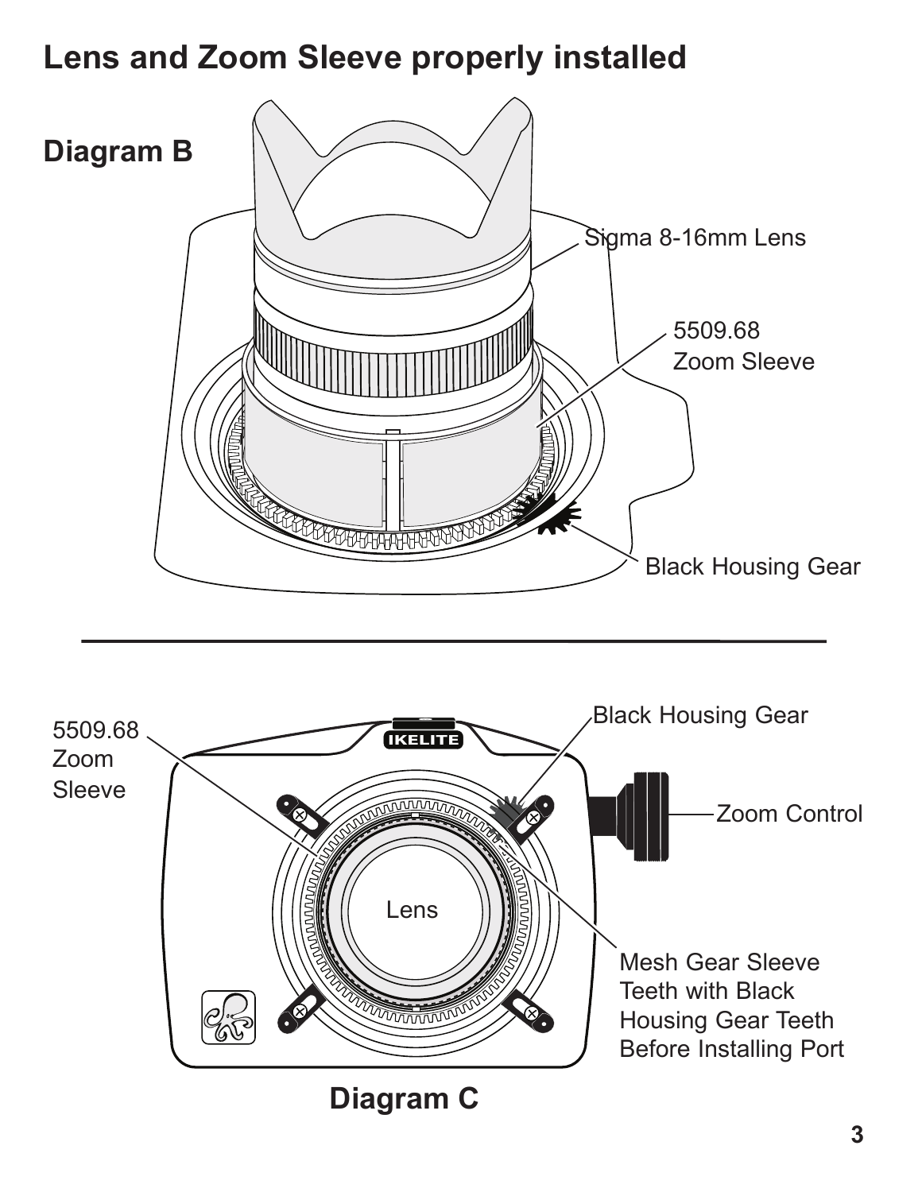# Lens and Zoom Sleeve properly installed

## Diagram B

Sigma 8-16mm Lens

5509.68 Zoom Sleeve

Black Housing Gear

5509.68 Zoom Sleeve

Black Housing Gear

Zoom Control

IKELITE

Lens

Mesh Gear Sleeve Teeth with Black Housing Gear Teeth Before Installing Port

## Diagram C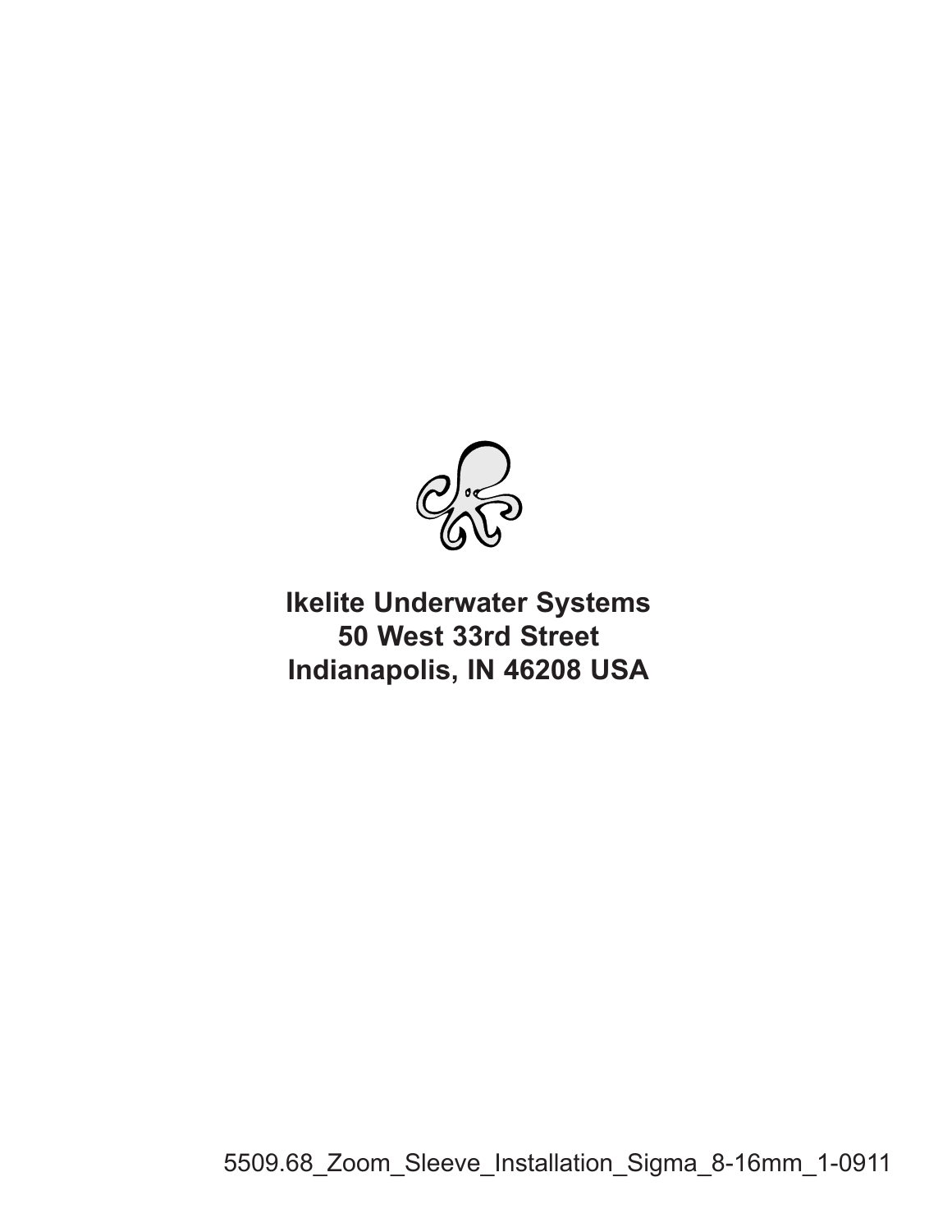**Ikelite Underwater Systems**
**50 West 33rd Street**
**Indianapolis, IN 46208 USA**

5509.68_Zoom_Sleeve_Installation_Sigma_8-16mm_1-0911